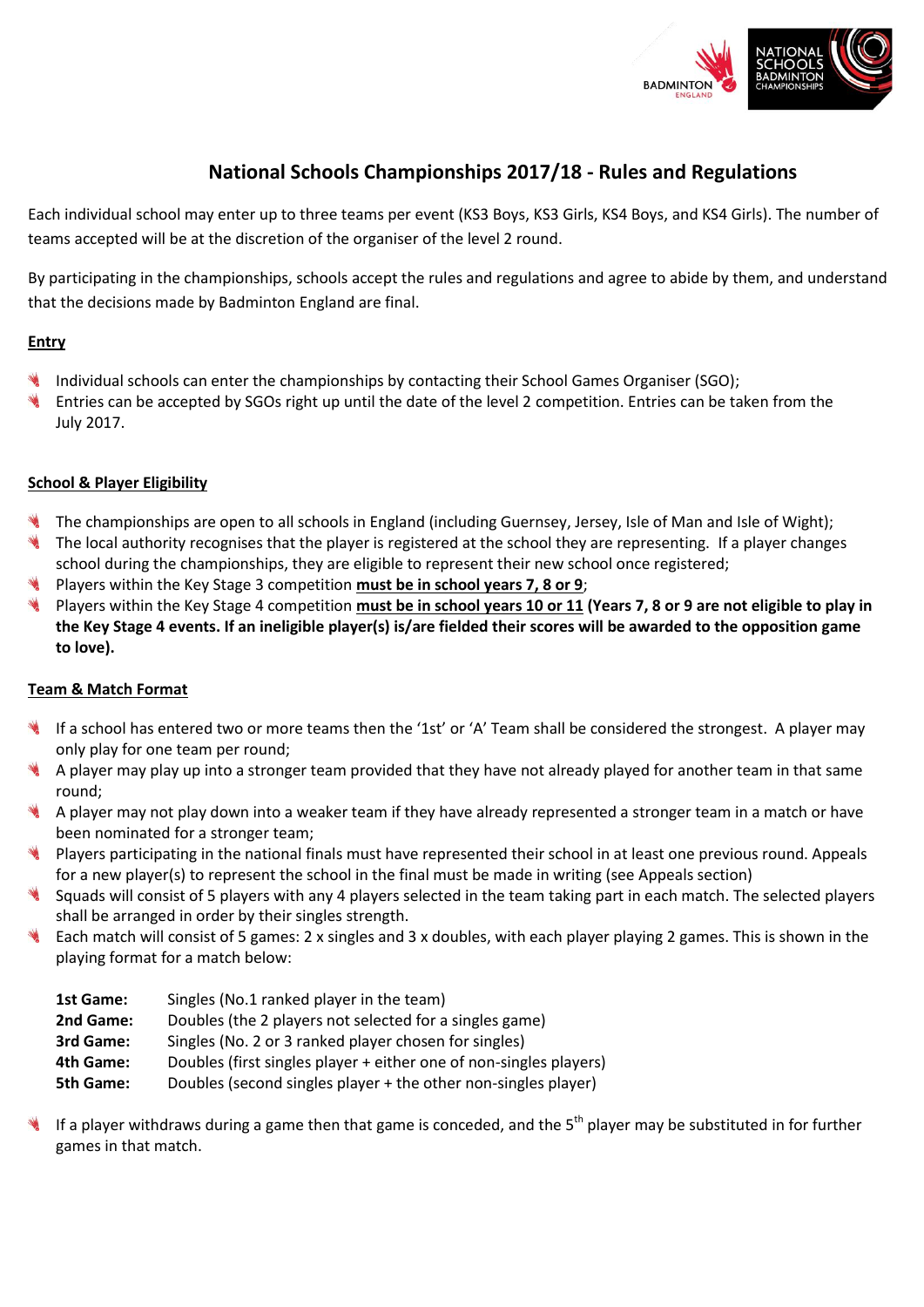# National Schools Championships 2017/18 - Rules and Regulations

Each individual school may enter up to three teams per event (KS3 Boys, KS3 Girls, KS4 Boys, and KS4 Girls). The number of teams accepted will be at the discretion of the organiser of the level 2 round.

By participating in the championships, schools accept the rules and regulations and agree to abide by them, and understand that the decisions made by Badminton England are final.

## Entry

- Individual schools can enter the championships by contacting their School Games Organiser (SGO);
- Entries can be accepted by SGOs right up until the date of the level 2 competition. Entries can be taken from the July 2017.

## School & Player Eligibility

- The championships are open to all schools in England (including Guernsey, Jersey, Isle of Man and Isle of Wight);
- The local authority recognises that the player is registered at the school they are representing. If a player changes school during the championships, they are eligible to represent their new school once registered;
- Players within the Key Stage 3 competition **must be in school years 7, 8 or 9**;
- Players within the Key Stage 4 competition **must be in school years 10 or 11 (Years 7, 8 or 9 are not eligible to play in the Key Stage 4 events. If an ineligible player(s) is/are fielded their scores will be awarded to the opposition game to love).**

## Team & Match Format

- If a school has entered two or more teams then the '1st' or 'A' Team shall be considered the strongest. A player may only play for one team per round;
- A player may play up into a stronger team provided that they have not already played for another team in that same round;
- A player may not play down into a weaker team if they have already represented a stronger team in a match or have been nominated for a stronger team;
- Players participating in the national finals must have represented their school in at least one previous round. Appeals for a new player(s) to represent the school in the final must be made in writing (see Appeals section)
- Squads will consist of 5 players with any 4 players selected in the team taking part in each match. The selected players shall be arranged in order by their singles strength.
- Each match will consist of 5 games: 2 x singles and 3 x doubles, with each player playing 2 games. This is shown in the playing format for a match below:

  **1st Game:** Singles (No.1 ranked player in the team)
  **2nd Game:** Doubles (the 2 players not selected for a singles game)
  **3rd Game:** Singles (No. 2 or 3 ranked player chosen for singles)
  **4th Game:** Doubles (first singles player + either one of non-singles players)
  **5th Game:** Doubles (second singles player + the other non-singles player)

- If a player withdraws during a game then that game is conceded, and the 5th player may be substituted in for further games in that match.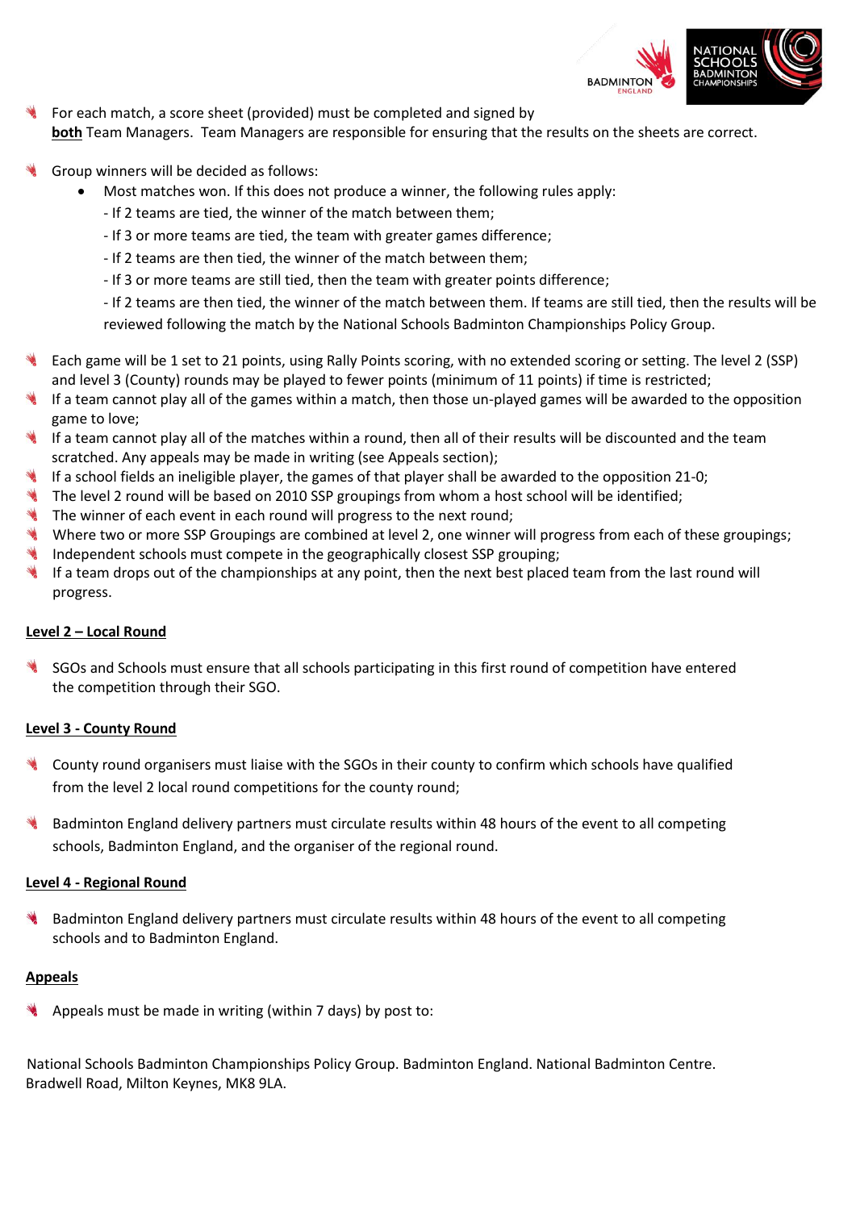- For each match, a score sheet (provided) must be completed and signed by **both** Team Managers. Team Managers are responsible for ensuring that the results on the sheets are correct.
- Group winners will be decided as follows:
  - Most matches won. If this does not produce a winner, the following rules apply:
    - If 2 teams are tied, the winner of the match between them;
    - If 3 or more teams are tied, the team with greater games difference;
    - If 2 teams are then tied, the winner of the match between them;
    - If 3 or more teams are still tied, then the team with greater points difference;
    - If 2 teams are then tied, the winner of the match between them. If teams are still tied, then the results will be reviewed following the match by the National Schools Badminton Championships Policy Group.
- Each game will be 1 set to 21 points, using Rally Points scoring, with no extended scoring or setting. The level 2 (SSP) and level 3 (County) rounds may be played to fewer points (minimum of 11 points) if time is restricted;
- If a team cannot play all of the games within a match, then those un-played games will be awarded to the opposition game to love;
- If a team cannot play all of the matches within a round, then all of their results will be discounted and the team scratched. Any appeals may be made in writing (see Appeals section);
- If a school fields an ineligible player, the games of that player shall be awarded to the opposition 21-0;
- The level 2 round will be based on 2010 SSP groupings from whom a host school will be identified;
- The winner of each event in each round will progress to the next round;
- Where two or more SSP Groupings are combined at level 2, one winner will progress from each of these groupings;
- Independent schools must compete in the geographically closest SSP grouping;
- If a team drops out of the championships at any point, then the next best placed team from the last round will progress.

**Level 2 – Local Round**

- SGOs and Schools must ensure that all schools participating in this first round of competition have entered the competition through their SGO.

**Level 3 - County Round**

- County round organisers must liaise with the SGOs in their county to confirm which schools have qualified from the level 2 local round competitions for the county round;
- Badminton England delivery partners must circulate results within 48 hours of the event to all competing schools, Badminton England, and the organiser of the regional round.

**Level 4 - Regional Round**

- Badminton England delivery partners must circulate results within 48 hours of the event to all competing schools and to Badminton England.

**Appeals**

- Appeals must be made in writing (within 7 days) by post to:

National Schools Badminton Championships Policy Group. Badminton England. National Badminton Centre. Bradwell Road, Milton Keynes, MK8 9LA.